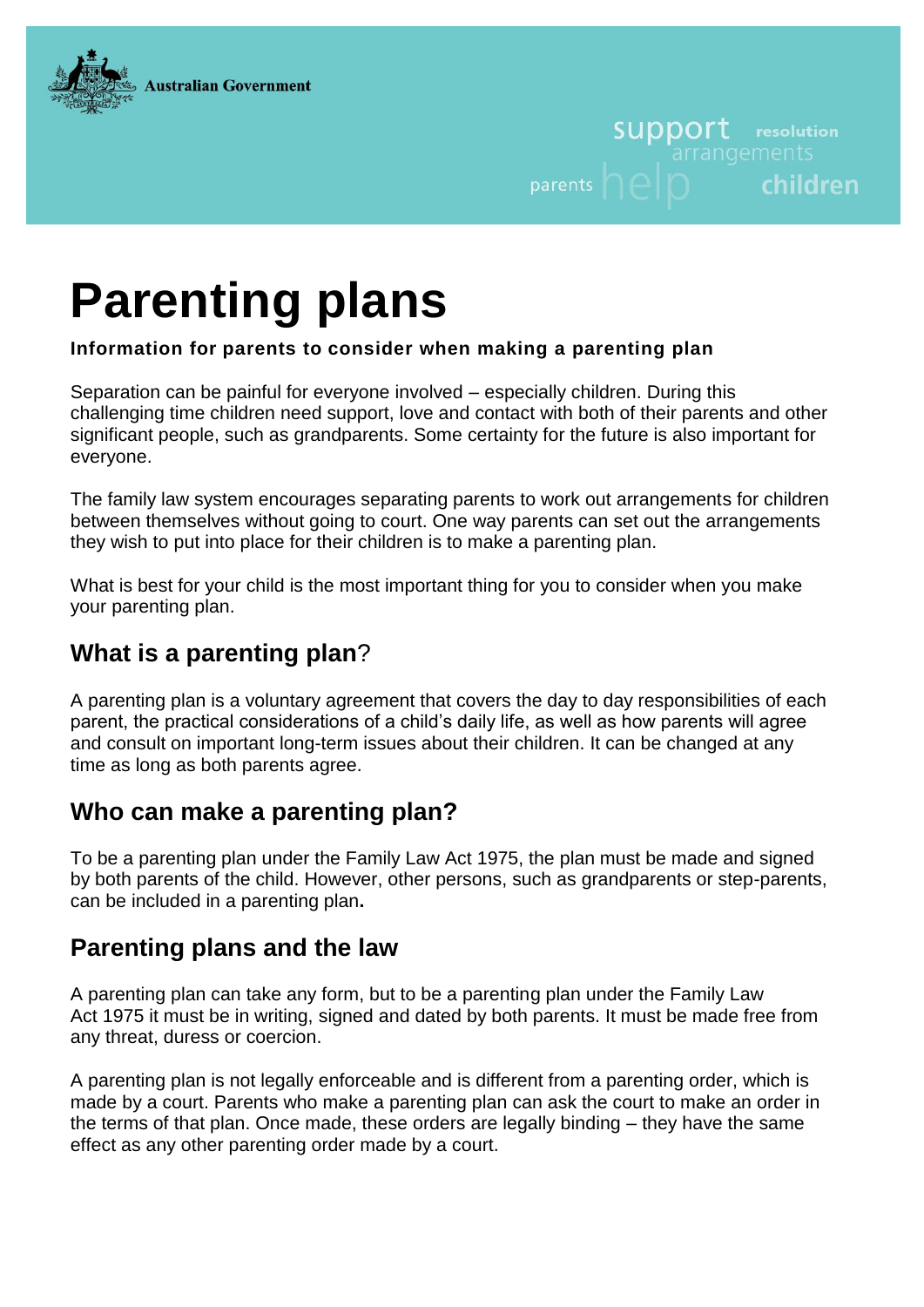Australian Government

# Parenting plans

**Information for parents to consider when making a parenting plan**

Separation can be painful for everyone involved – especially children. During this challenging time children need support, love and contact with both of their parents and other significant people, such as grandparents. Some certainty for the future is also important for everyone.

The family law system encourages separating parents to work out arrangements for children between themselves without going to court. One way parents can set out the arrangements they wish to put into place for their children is to make a parenting plan.

What is best for your child is the most important thing for you to consider when you make your parenting plan.

## What is a parenting plan?

A parenting plan is a voluntary agreement that covers the day to day responsibilities of each parent, the practical considerations of a child's daily life, as well as how parents will agree and consult on important long-term issues about their children. It can be changed at any time as long as both parents agree.

## Who can make a parenting plan?

To be a parenting plan under the Family Law Act 1975, the plan must be made and signed by both parents of the child. However, other persons, such as grandparents or step-parents, can be included in a parenting plan.

## Parenting plans and the law

A parenting plan can take any form, but to be a parenting plan under the Family Law Act 1975 it must be in writing, signed and dated by both parents. It must be made free from any threat, duress or coercion.

A parenting plan is not legally enforceable and is different from a parenting order, which is made by a court. Parents who make a parenting plan can ask the court to make an order in the terms of that plan. Once made, these orders are legally binding – they have the same effect as any other parenting order made by a court.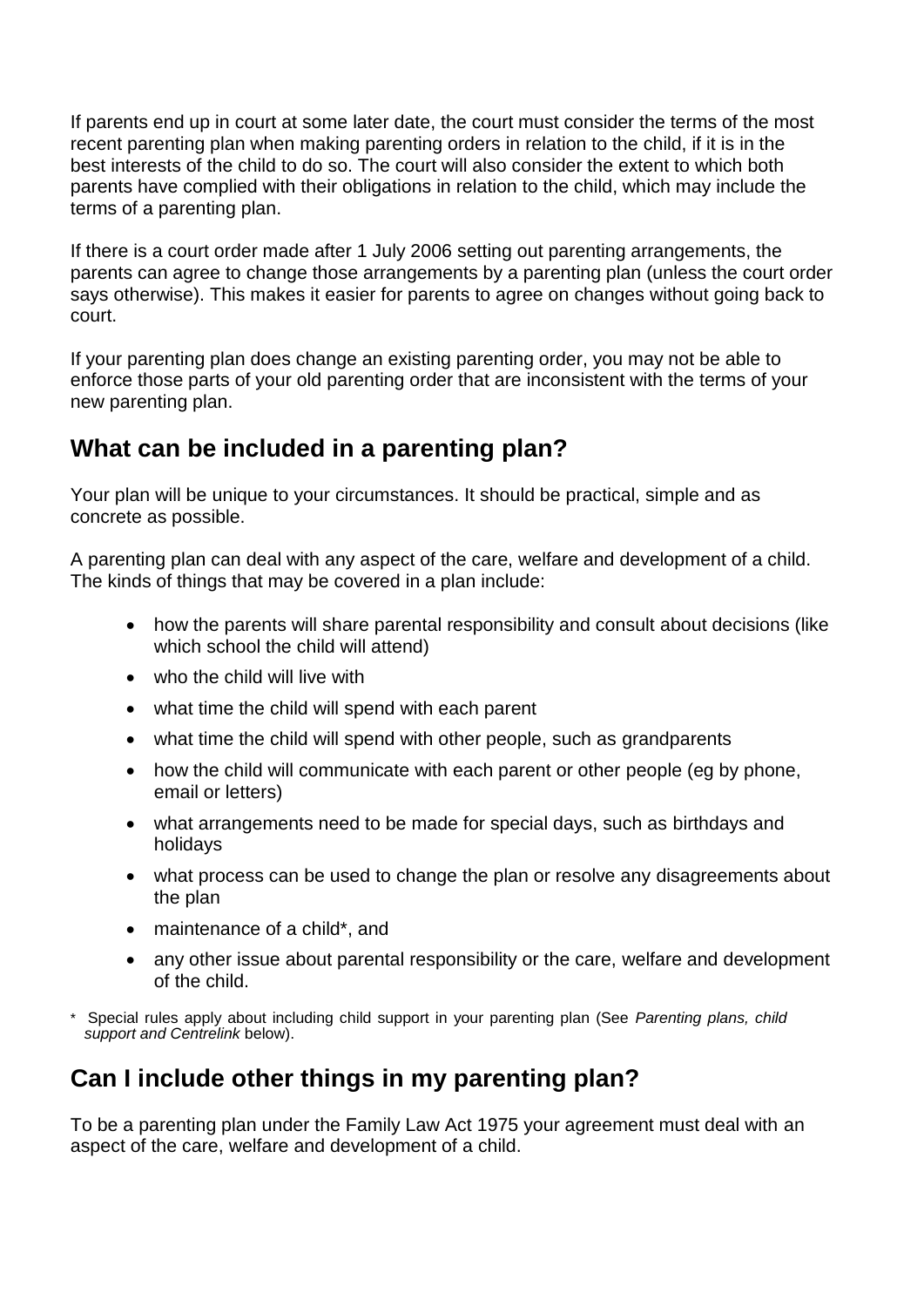If parents end up in court at some later date, the court must consider the terms of the most recent parenting plan when making parenting orders in relation to the child, if it is in the best interests of the child to do so. The court will also consider the extent to which both parents have complied with their obligations in relation to the child, which may include the terms of a parenting plan.

If there is a court order made after 1 July 2006 setting out parenting arrangements, the parents can agree to change those arrangements by a parenting plan (unless the court order says otherwise). This makes it easier for parents to agree on changes without going back to court.

If your parenting plan does change an existing parenting order, you may not be able to enforce those parts of your old parenting order that are inconsistent with the terms of your new parenting plan.

## What can be included in a parenting plan?

Your plan will be unique to your circumstances. It should be practical, simple and as concrete as possible.

A parenting plan can deal with any aspect of the care, welfare and development of a child. The kinds of things that may be covered in a plan include:

- how the parents will share parental responsibility and consult about decisions (like which school the child will attend)
- who the child will live with
- what time the child will spend with each parent
- what time the child will spend with other people, such as grandparents
- how the child will communicate with each parent or other people (eg by phone, email or letters)
- what arrangements need to be made for special days, such as birthdays and holidays
- what process can be used to change the plan or resolve any disagreements about the plan
- maintenance of a child*, and
- any other issue about parental responsibility or the care, welfare and development of the child.

\* Special rules apply about including child support in your parenting plan (See *Parenting plans, child support and Centrelink* below).

## Can I include other things in my parenting plan?

To be a parenting plan under the Family Law Act 1975 your agreement must deal with an aspect of the care, welfare and development of a child.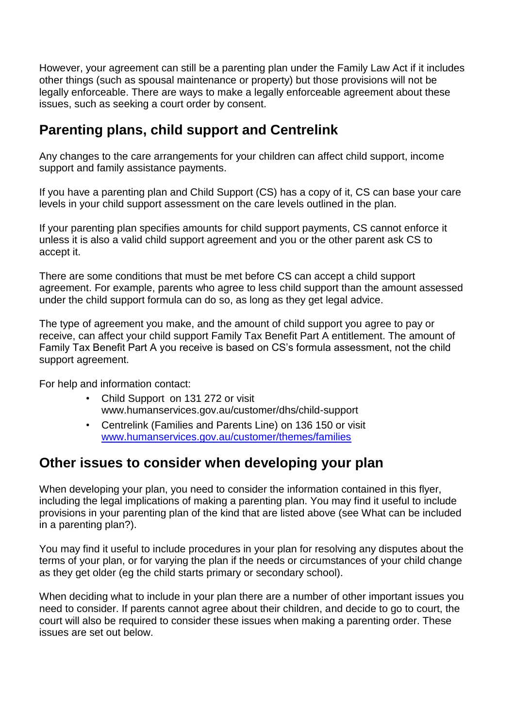However, your agreement can still be a parenting plan under the Family Law Act if it includes other things (such as spousal maintenance or property) but those provisions will not be legally enforceable. There are ways to make a legally enforceable agreement about these issues, such as seeking a court order by consent.

## Parenting plans, child support and Centrelink

Any changes to the care arrangements for your children can affect child support, income support and family assistance payments.

If you have a parenting plan and Child Support (CS) has a copy of it, CS can base your care levels in your child support assessment on the care levels outlined in the plan.

If your parenting plan specifies amounts for child support payments, CS cannot enforce it unless it is also a valid child support agreement and you or the other parent ask CS to accept it.

There are some conditions that must be met before CS can accept a child support agreement. For example, parents who agree to less child support than the amount assessed under the child support formula can do so, as long as they get legal advice.

The type of agreement you make, and the amount of child support you agree to pay or receive, can affect your child support Family Tax Benefit Part A entitlement. The amount of Family Tax Benefit Part A you receive is based on CS's formula assessment, not the child support agreement.

For help and information contact:

- Child Support on 131 272 or visit www.humanservices.gov.au/customer/dhs/child-support
- Centrelink (Families and Parents Line) on 136 150 or visit [www.humanservices.gov.au/customer/themes/families](www.humanservices.gov.au/customer/themes/families)

## Other issues to consider when developing your plan

When developing your plan, you need to consider the information contained in this flyer, including the legal implications of making a parenting plan. You may find it useful to include provisions in your parenting plan of the kind that are listed above (see What can be included in a parenting plan?).

You may find it useful to include procedures in your plan for resolving any disputes about the terms of your plan, or for varying the plan if the needs or circumstances of your child change as they get older (eg the child starts primary or secondary school).

When deciding what to include in your plan there are a number of other important issues you need to consider. If parents cannot agree about their children, and decide to go to court, the court will also be required to consider these issues when making a parenting order. These issues are set out below.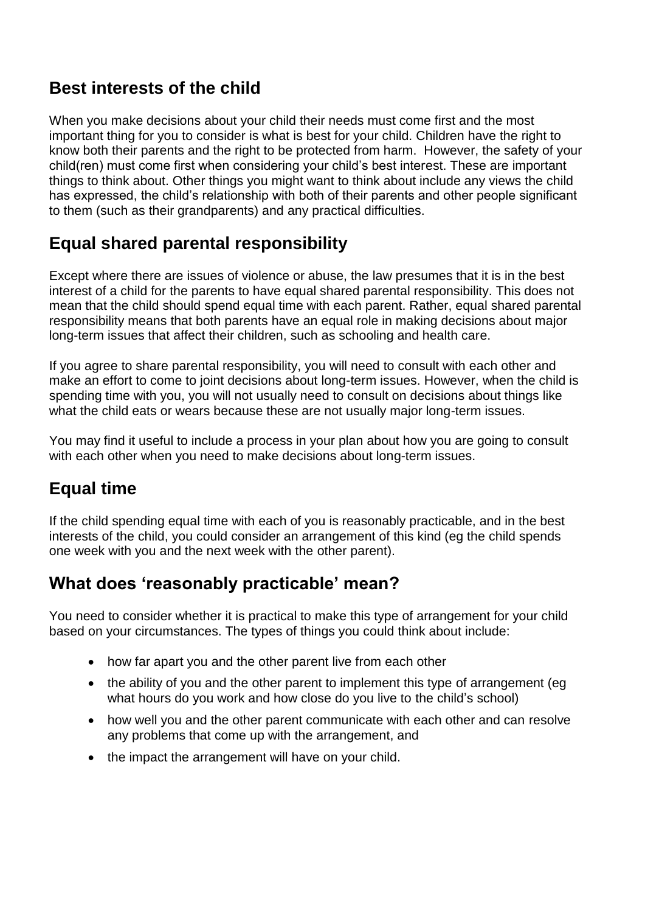## Best interests of the child

When you make decisions about your child their needs must come first and the most important thing for you to consider is what is best for your child. Children have the right to know both their parents and the right to be protected from harm. However, the safety of your child(ren) must come first when considering your child's best interest. These are important things to think about. Other things you might want to think about include any views the child has expressed, the child's relationship with both of their parents and other people significant to them (such as their grandparents) and any practical difficulties.

## Equal shared parental responsibility

Except where there are issues of violence or abuse, the law presumes that it is in the best interest of a child for the parents to have equal shared parental responsibility. This does not mean that the child should spend equal time with each parent. Rather, equal shared parental responsibility means that both parents have an equal role in making decisions about major long-term issues that affect their children, such as schooling and health care.

If you agree to share parental responsibility, you will need to consult with each other and make an effort to come to joint decisions about long-term issues. However, when the child is spending time with you, you will not usually need to consult on decisions about things like what the child eats or wears because these are not usually major long-term issues.

You may find it useful to include a process in your plan about how you are going to consult with each other when you need to make decisions about long-term issues.

## Equal time

If the child spending equal time with each of you is reasonably practicable, and in the best interests of the child, you could consider an arrangement of this kind (eg the child spends one week with you and the next week with the other parent).

## What does 'reasonably practicable' mean?

You need to consider whether it is practical to make this type of arrangement for your child based on your circumstances. The types of things you could think about include:

- how far apart you and the other parent live from each other
- the ability of you and the other parent to implement this type of arrangement (eg what hours do you work and how close do you live to the child's school)
- how well you and the other parent communicate with each other and can resolve any problems that come up with the arrangement, and
- the impact the arrangement will have on your child.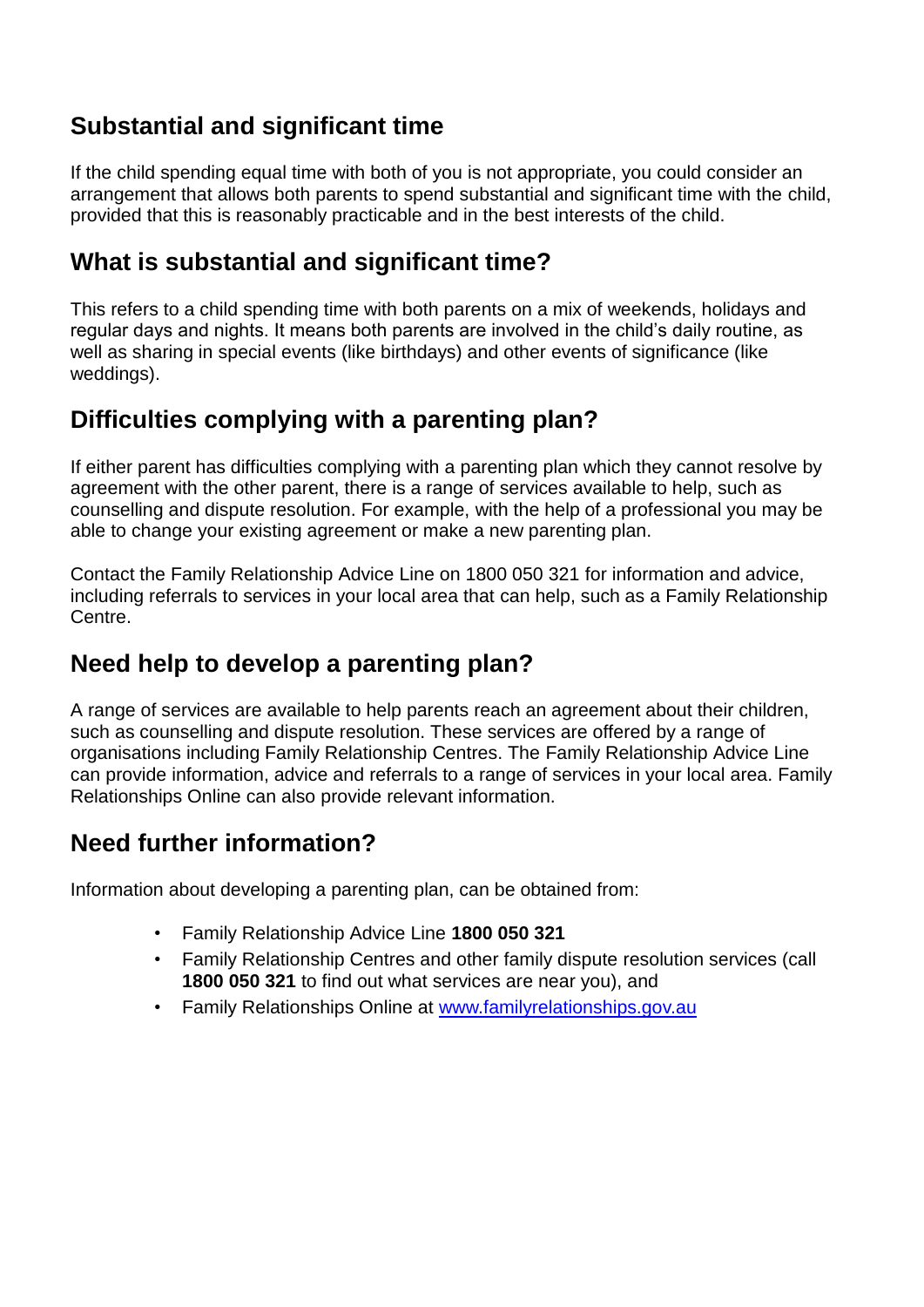## Substantial and significant time

If the child spending equal time with both of you is not appropriate, you could consider an arrangement that allows both parents to spend substantial and significant time with the child, provided that this is reasonably practicable and in the best interests of the child.

## What is substantial and significant time?

This refers to a child spending time with both parents on a mix of weekends, holidays and regular days and nights. It means both parents are involved in the child's daily routine, as well as sharing in special events (like birthdays) and other events of significance (like weddings).

## Difficulties complying with a parenting plan?

If either parent has difficulties complying with a parenting plan which they cannot resolve by agreement with the other parent, there is a range of services available to help, such as counselling and dispute resolution. For example, with the help of a professional you may be able to change your existing agreement or make a new parenting plan.

Contact the Family Relationship Advice Line on 1800 050 321 for information and advice, including referrals to services in your local area that can help, such as a Family Relationship Centre.

## Need help to develop a parenting plan?

A range of services are available to help parents reach an agreement about their children, such as counselling and dispute resolution. These services are offered by a range of organisations including Family Relationship Centres. The Family Relationship Advice Line can provide information, advice and referrals to a range of services in your local area. Family Relationships Online can also provide relevant information.

## Need further information?

Information about developing a parenting plan, can be obtained from:

- Family Relationship Advice Line **1800 050 321**
- Family Relationship Centres and other family dispute resolution services (call **1800 050 321** to find out what services are near you), and
- Family Relationships Online at [www.familyrelationships.gov.au](http://www.familyrelationships.gov.au)